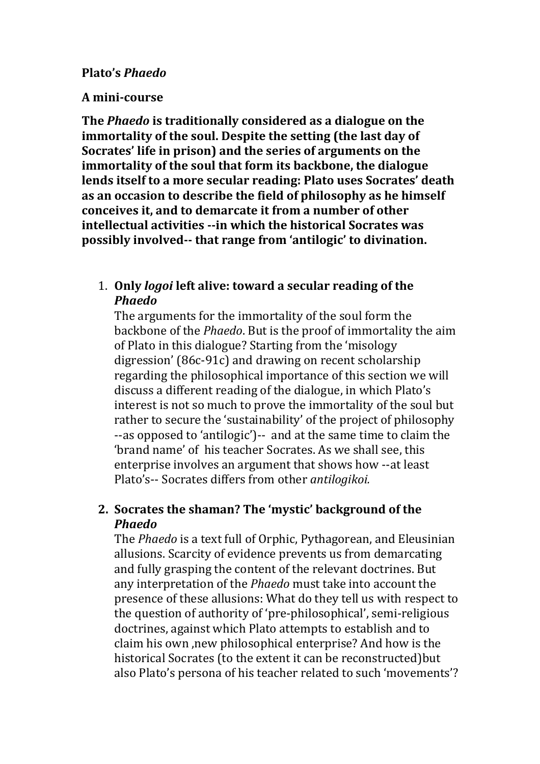**Plato's *Phaedo***

**A mini-course**

**The *Phaedo* is traditionally considered as a dialogue on the immortality of the soul. Despite the setting (the last day of Socrates' life in prison) and the series of arguments on the immortality of the soul that form its backbone, the dialogue lends itself to a more secular reading: Plato uses Socrates' death as an occasion to describe the field of philosophy as he himself conceives it, and to demarcate it from a number of other intellectual activities --in which the historical Socrates was possibly involved-- that range from 'antilogic' to divination.**

1. **Only *logoi* left alive: toward a secular reading of the *Phaedo***
   The arguments for the immortality of the soul form the backbone of the *Phaedo*. But is the proof of immortality the aim of Plato in this dialogue? Starting from the 'misology digression' (86c-91c) and drawing on recent scholarship regarding the philosophical importance of this section we will discuss a different reading of the dialogue, in which Plato's interest is not so much to prove the immortality of the soul but rather to secure the 'sustainability' of the project of philosophy --as opposed to 'antilogic')-- and at the same time to claim the 'brand name' of his teacher Socrates. As we shall see, this enterprise involves an argument that shows how --at least Plato's-- Socrates differs from other *antilogikoi.*

2. **Socrates the shaman? The 'mystic' background of the *Phaedo***
   The *Phaedo* is a text full of Orphic, Pythagorean, and Eleusinian allusions. Scarcity of evidence prevents us from demarcating and fully grasping the content of the relevant doctrines. But any interpretation of the *Phaedo* must take into account the presence of these allusions: What do they tell us with respect to the question of authority of 'pre-philosophical', semi-religious doctrines, against which Plato attempts to establish and to claim his own ,new philosophical enterprise? And how is the historical Socrates (to the extent it can be reconstructed)but also Plato's persona of his teacher related to such 'movements'?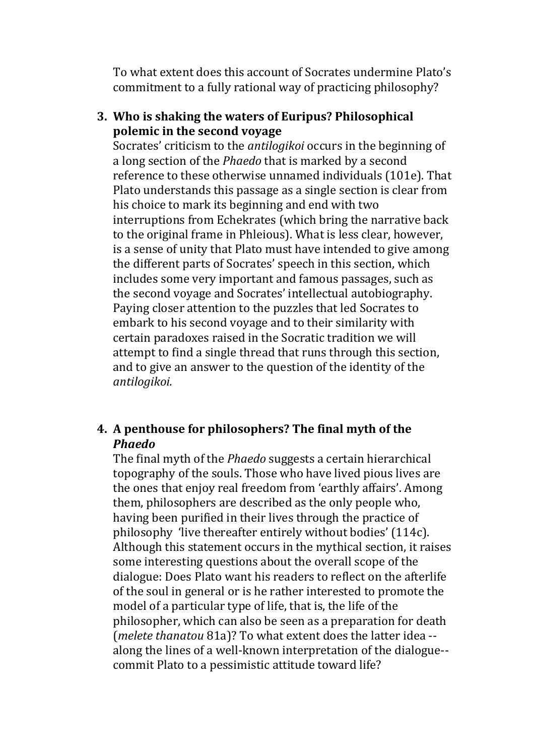To what extent does this account of Socrates undermine Plato's commitment to a fully rational way of practicing philosophy?

3. **Who is shaking the waters of Euripus? Philosophical polemic in the second voyage**

   Socrates' criticism to the *antilogikoi* occurs in the beginning of a long section of the *Phaedo* that is marked by a second reference to these otherwise unnamed individuals (101e). That Plato understands this passage as a single section is clear from his choice to mark its beginning and end with two interruptions from Echekrates (which bring the narrative back to the original frame in Phleious). What is less clear, however, is a sense of unity that Plato must have intended to give among the different parts of Socrates' speech in this section, which includes some very important and famous passages, such as the second voyage and Socrates' intellectual autobiography. Paying closer attention to the puzzles that led Socrates to embark to his second voyage and to their similarity with certain paradoxes raised in the Socratic tradition we will attempt to find a single thread that runs through this section, and to give an answer to the question of the identity of the *antilogikoi.*

4. **A penthouse for philosophers? The final myth of the *Phaedo***

   The final myth of the *Phaedo* suggests a certain hierarchical topography of the souls. Those who have lived pious lives are the ones that enjoy real freedom from 'earthly affairs'. Among them, philosophers are described as the only people who, having been purified in their lives through the practice of philosophy 'live thereafter entirely without bodies' (114c). Although this statement occurs in the mythical section, it raises some interesting questions about the overall scope of the dialogue: Does Plato want his readers to reflect on the afterlife of the soul in general or is he rather interested to promote the model of a particular type of life, that is, the life of the philosopher, which can also be seen as a preparation for death (*melete thanatou* 81a)? To what extent does the latter idea --along the lines of a well-known interpretation of the dialogue-- commit Plato to a pessimistic attitude toward life?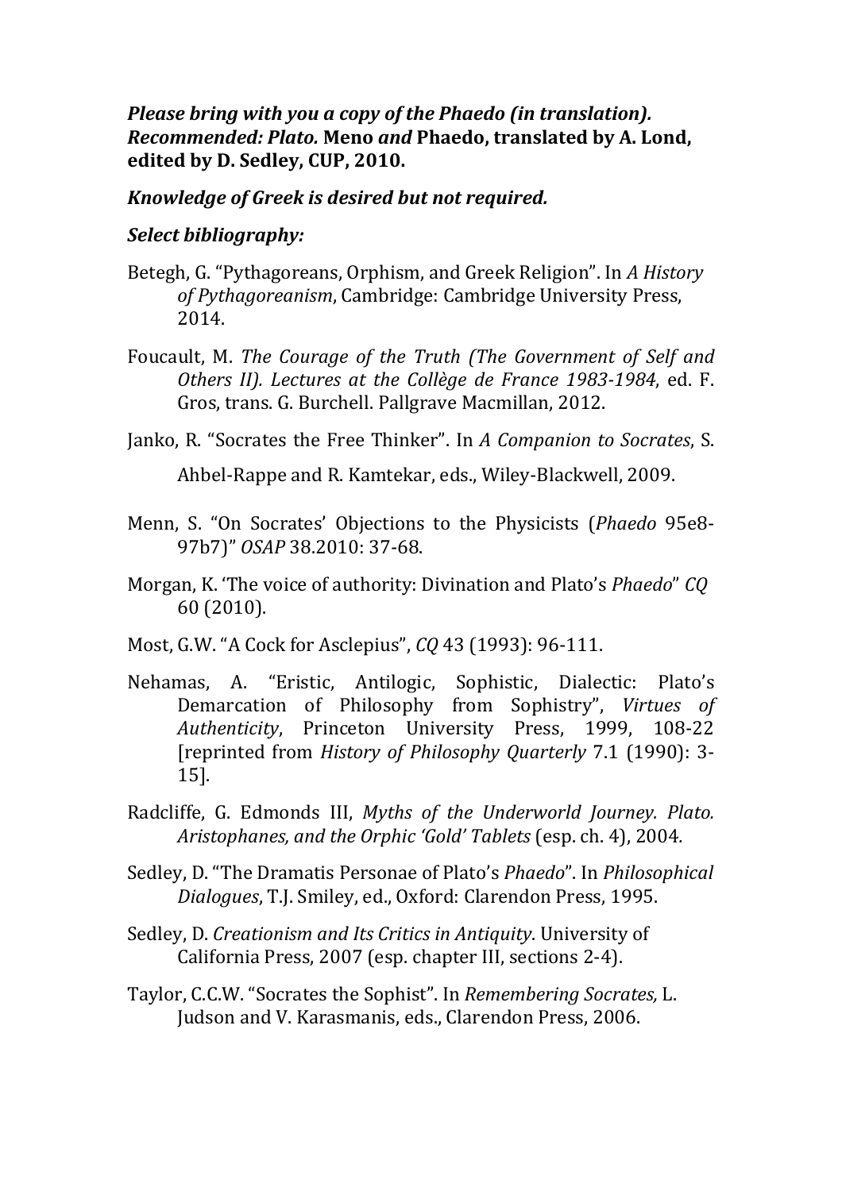***Please bring with you a copy of the Phaedo (in translation). Recommended: Plato.* Meno *and* Phaedo, translated by A. Lond, edited by D. Sedley, CUP, 2010.**

***Knowledge of Greek is desired but not required.***

***Select bibliography:***

Betegh, G. "Pythagoreans, Orphism, and Greek Religion". In *A History of Pythagoreanism*, Cambridge: Cambridge University Press, 2014.

Foucault, M. *The Courage of the Truth (The Government of Self and Others II). Lectures at the Collège de France 1983-1984*, ed. F. Gros, trans. G. Burchell. Pallgrave Macmillan, 2012.

Janko, R. "Socrates the Free Thinker". In *A Companion to Socrates*, S. Ahbel-Rappe and R. Kamtekar, eds., Wiley-Blackwell, 2009.

Menn, S. "On Socrates' Objections to the Physicists (*Phaedo* 95e8-97b7)" *OSAP* 38.2010: 37-68.

Morgan, K. 'The voice of authority: Divination and Plato's *Phaedo*" *CQ* 60 (2010).

Most, G.W. "A Cock for Asclepius", *CQ* 43 (1993): 96-111.

Nehamas, A. "Eristic, Antilogic, Sophistic, Dialectic: Plato's Demarcation of Philosophy from Sophistry", *Virtues of Authenticity*, Princeton University Press, 1999, 108-22 [reprinted from *History of Philosophy Quarterly* 7.1 (1990): 3-15].

Radcliffe, G. Edmonds III, *Myths of the Underworld Journey. Plato. Aristophanes, and the Orphic 'Gold' Tablets* (esp. ch. 4), 2004.

Sedley, D. "The Dramatis Personae of Plato's *Phaedo*". In *Philosophical Dialogues*, T.J. Smiley, ed., Oxford: Clarendon Press, 1995.

Sedley, D. *Creationism and Its Critics in Antiquity*. University of California Press, 2007 (esp. chapter III, sections 2-4).

Taylor, C.C.W. "Socrates the Sophist". In *Remembering Socrates,* L. Judson and V. Karasmanis, eds., Clarendon Press, 2006.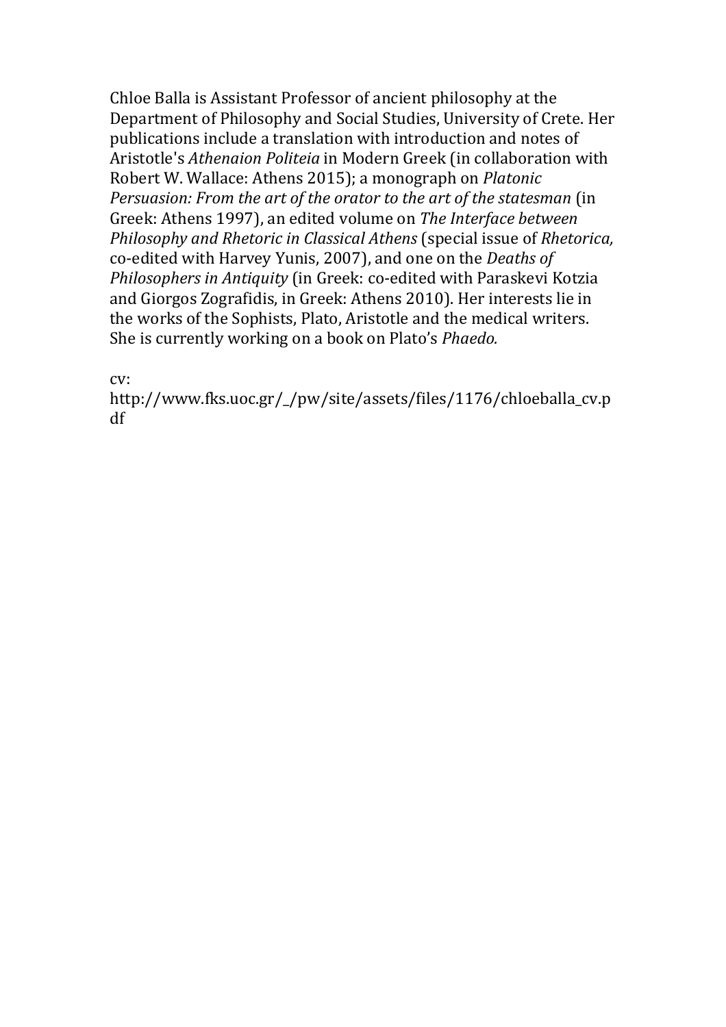Chloe Balla is Assistant Professor of ancient philosophy at the Department of Philosophy and Social Studies, University of Crete. Her publications include a translation with introduction and notes of Aristotle's *Athenaion Politeia* in Modern Greek (in collaboration with Robert W. Wallace: Athens 2015); a monograph on *Platonic Persuasion: From the art of the orator to the art of the statesman* (in Greek: Athens 1997), an edited volume on *The Interface between Philosophy and Rhetoric in Classical Athens* (special issue of *Rhetorica,* co-edited with Harvey Yunis, 2007), and one on the *Deaths of Philosophers in Antiquity* (in Greek: co-edited with Paraskevi Kotzia and Giorgos Zografidis, in Greek: Athens 2010). Her interests lie in the works of the Sophists, Plato, Aristotle and the medical writers. She is currently working on a book on Plato's *Phaedo.*

cv:
http://www.fks.uoc.gr/_/pw/site/assets/files/1176/chloeballa_cv.pdf